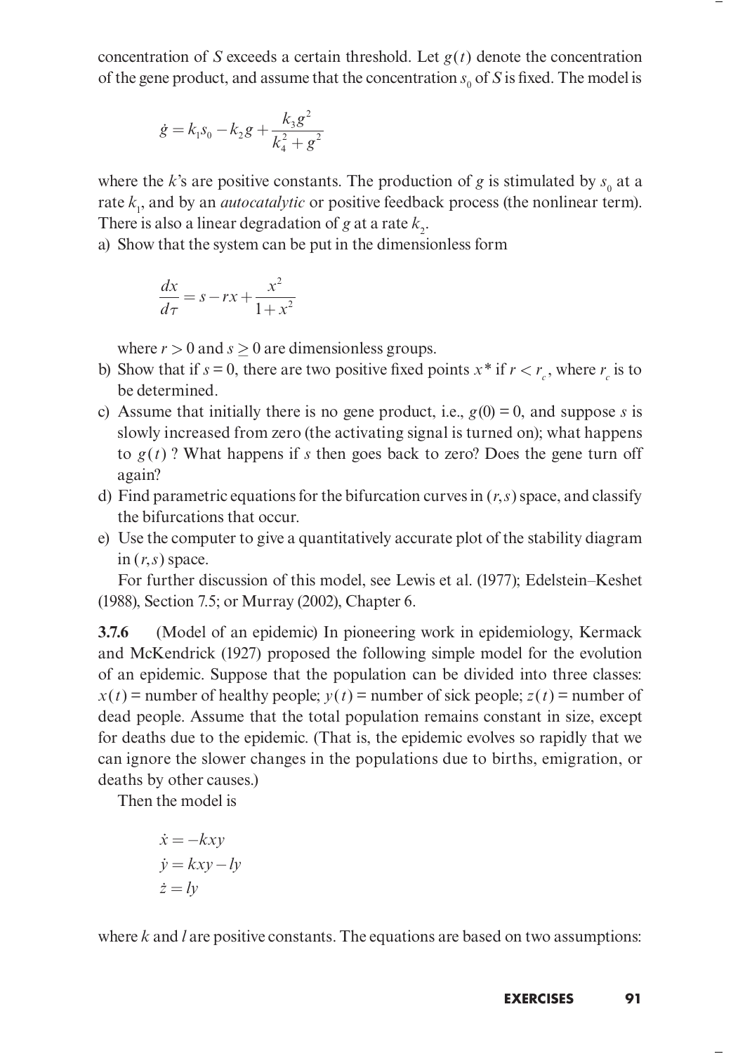concentration of $S$ exceeds a certain threshold. Let $g(t)$ denote the concentration of the gene product, and assume that the concentration $s_0$ of $S$ is fixed. The model is

$$\dot{g} = k_1 s_0 - k_2 g + \frac{k_3 g^2}{k_4^2 + g^2}$$

where the $k$'s are positive constants. The production of $g$ is stimulated by $s_0$ at a rate $k_1$, and by an *autocatalytic* or positive feedback process (the nonlinear term). There is also a linear degradation of $g$ at a rate $k_2$.

a) Show that the system can be put in the dimensionless form

$$\frac{dx}{d\tau} = s - rx + \frac{x^2}{1+x^2}$$

where $r > 0$ and $s \geq 0$ are dimensionless groups.

b) Show that if $s = 0$, there are two positive fixed points $x^*$ if $r < r_c$, where $r_c$ is to be determined.

c) Assume that initially there is no gene product, i.e., $g(0) = 0$, and suppose $s$ is slowly increased from zero (the activating signal is turned on); what happens to $g(t)$? What happens if $s$ then goes back to zero? Does the gene turn off again?

d) Find parametric equations for the bifurcation curves in $(r, s)$ space, and classify the bifurcations that occur.

e) Use the computer to give a quantitatively accurate plot of the stability diagram in $(r, s)$ space.

For further discussion of this model, see Lewis et al. (1977); Edelstein–Keshet (1988), Section 7.5; or Murray (2002), Chapter 6.

**3.7.6** (Model of an epidemic) In pioneering work in epidemiology, Kermack and McKendrick (1927) proposed the following simple model for the evolution of an epidemic. Suppose that the population can be divided into three classes: $x(t)$ = number of healthy people; $y(t)$ = number of sick people; $z(t)$ = number of dead people. Assume that the total population remains constant in size, except for deaths due to the epidemic. (That is, the epidemic evolves so rapidly that we can ignore the slower changes in the populations due to births, emigration, or deaths by other causes.)

Then the model is

$$\dot{x} = -kxy$$
$$\dot{y} = kxy - ly$$
$$\dot{z} = ly$$

where $k$ and $l$ are positive constants. The equations are based on two assumptions: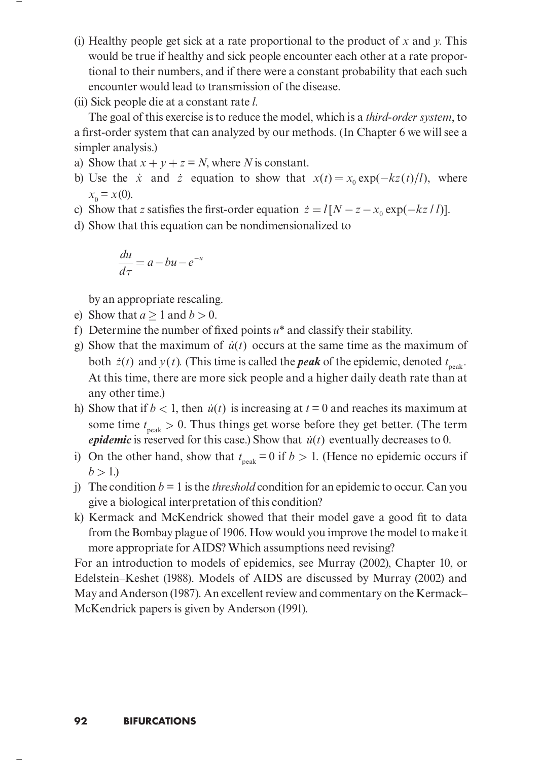(i) Healthy people get sick at a rate proportional to the product of $x$ and $y$. This would be true if healthy and sick people encounter each other at a rate proportional to their numbers, and if there were a constant probability that each such encounter would lead to transmission of the disease.

(ii) Sick people die at a constant rate $l$.

The goal of this exercise is to reduce the model, which is a *third-order system*, to a first-order system that can analyzed by our methods. (In Chapter 6 we will see a simpler analysis.)

a) Show that $x + y + z = N$, where $N$ is constant.

b) Use the $\dot{x}$ and $\dot{z}$ equation to show that $x(t) = x_0 \exp(-kz(t)/l)$, where $x_0 = x(0)$.

c) Show that $z$ satisfies the first-order equation $\dot{z} = l[N - z - x_0 \exp(-kz/l)]$.

d) Show that this equation can be nondimensionalized to

$$\frac{du}{d\tau} = a - bu - e^{-u}$$

by an appropriate rescaling.

e) Show that $a \geq 1$ and $b > 0$.

f) Determine the number of fixed points $u^*$ and classify their stability.

g) Show that the maximum of $\dot{u}(t)$ occurs at the same time as the maximum of both $\dot{z}(t)$ and $y(t)$. (This time is called the ***peak*** of the epidemic, denoted $t_{\text{peak}}$. At this time, there are more sick people and a higher daily death rate than at any other time.)

h) Show that if $b < 1$, then $\dot{u}(t)$ is increasing at $t = 0$ and reaches its maximum at some time $t_{\text{peak}} > 0$. Thus things get worse before they get better. (The term ***epidemic*** is reserved for this case.) Show that $\dot{u}(t)$ eventually decreases to 0.

i) On the other hand, show that $t_{\text{peak}} = 0$ if $b > 1$. (Hence no epidemic occurs if $b > 1$.)

j) The condition $b = 1$ is the *threshold* condition for an epidemic to occur. Can you give a biological interpretation of this condition?

k) Kermack and McKendrick showed that their model gave a good fit to data from the Bombay plague of 1906. How would you improve the model to make it more appropriate for AIDS? Which assumptions need revising?

For an introduction to models of epidemics, see Murray (2002), Chapter 10, or Edelstein–Keshet (1988). Models of AIDS are discussed by Murray (2002) and May and Anderson (1987). An excellent review and commentary on the Kermack–McKendrick papers is given by Anderson (1991).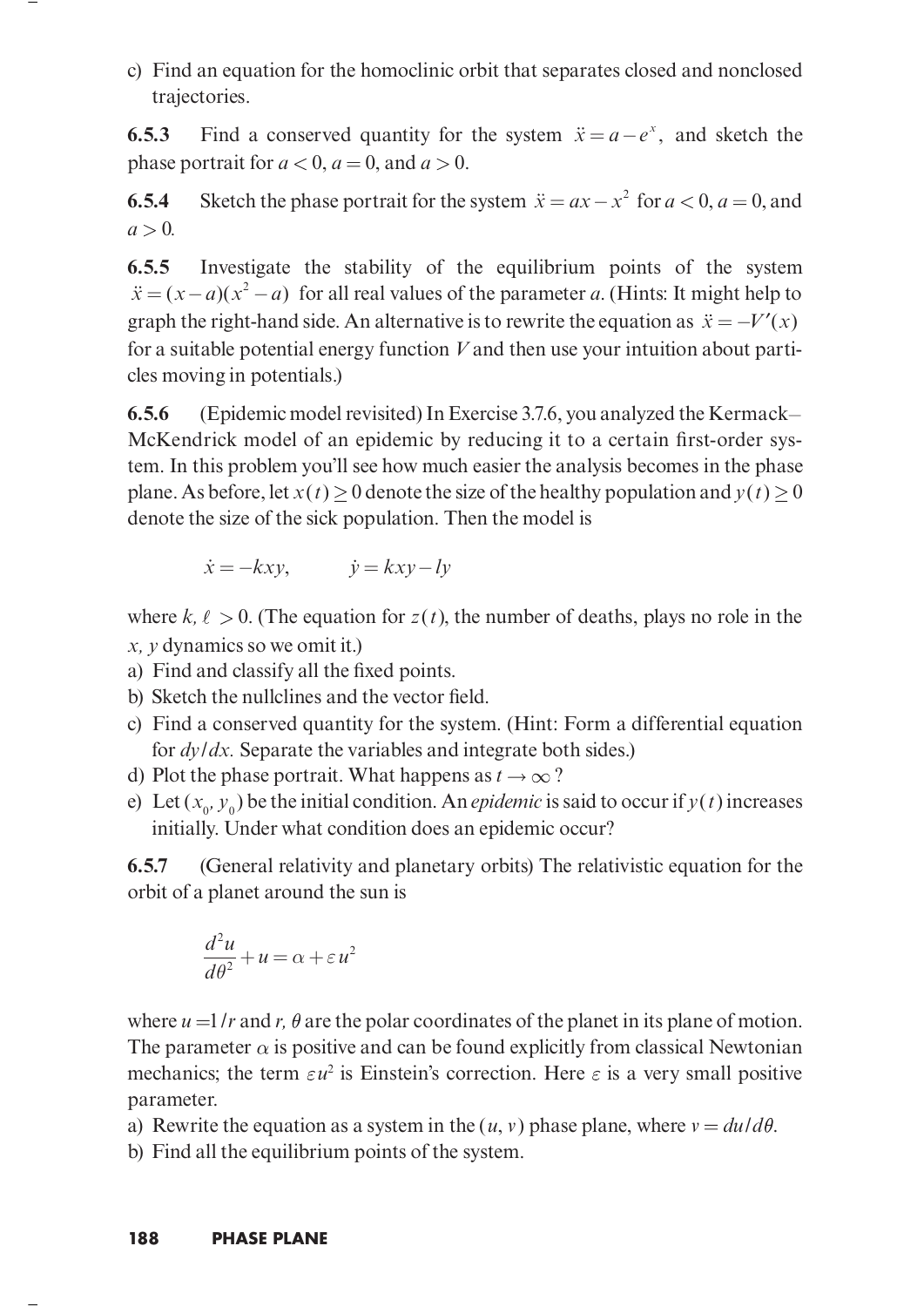c) Find an equation for the homoclinic orbit that separates closed and nonclosed trajectories.

**6.5.3** Find a conserved quantity for the system $\ddot{x} = a - e^x$, and sketch the phase portrait for $a < 0$, $a = 0$, and $a > 0$.

**6.5.4** Sketch the phase portrait for the system $\ddot{x} = ax - x^2$ for $a < 0$, $a = 0$, and $a > 0$.

**6.5.5** Investigate the stability of the equilibrium points of the system $\ddot{x} = (x - a)(x^2 - a)$ for all real values of the parameter $a$. (Hints: It might help to graph the right-hand side. An alternative is to rewrite the equation as $\ddot{x} = -V'(x)$ for a suitable potential energy function $V$ and then use your intuition about particles moving in potentials.)

**6.5.6** (Epidemic model revisited) In Exercise 3.7.6, you analyzed the Kermack–McKendrick model of an epidemic by reducing it to a certain first-order system. In this problem you'll see how much easier the analysis becomes in the phase plane. As before, let $x(t) \geq 0$ denote the size of the healthy population and $y(t) \geq 0$ denote the size of the sick population. Then the model is

$$\dot{x} = -kxy, \qquad \dot{y} = kxy - ly$$

where $k, \ell > 0$. (The equation for $z(t)$, the number of deaths, plays no role in the $x, y$ dynamics so we omit it.)

a) Find and classify all the fixed points.
b) Sketch the nullclines and the vector field.
c) Find a conserved quantity for the system. (Hint: Form a differential equation for $dy/dx$. Separate the variables and integrate both sides.)
d) Plot the phase portrait. What happens as $t \to \infty$?
e) Let $(x_0, y_0)$ be the initial condition. An *epidemic* is said to occur if $y(t)$ increases initially. Under what condition does an epidemic occur?

**6.5.7** (General relativity and planetary orbits) The relativistic equation for the orbit of a planet around the sun is

$$\frac{d^2u}{d\theta^2} + u = \alpha + \varepsilon u^2$$

where $u = 1/r$ and $r, \theta$ are the polar coordinates of the planet in its plane of motion. The parameter $\alpha$ is positive and can be found explicitly from classical Newtonian mechanics; the term $\varepsilon u^2$ is Einstein's correction. Here $\varepsilon$ is a very small positive parameter.

a) Rewrite the equation as a system in the $(u, v)$ phase plane, where $v = du/d\theta$.
b) Find all the equilibrium points of the system.